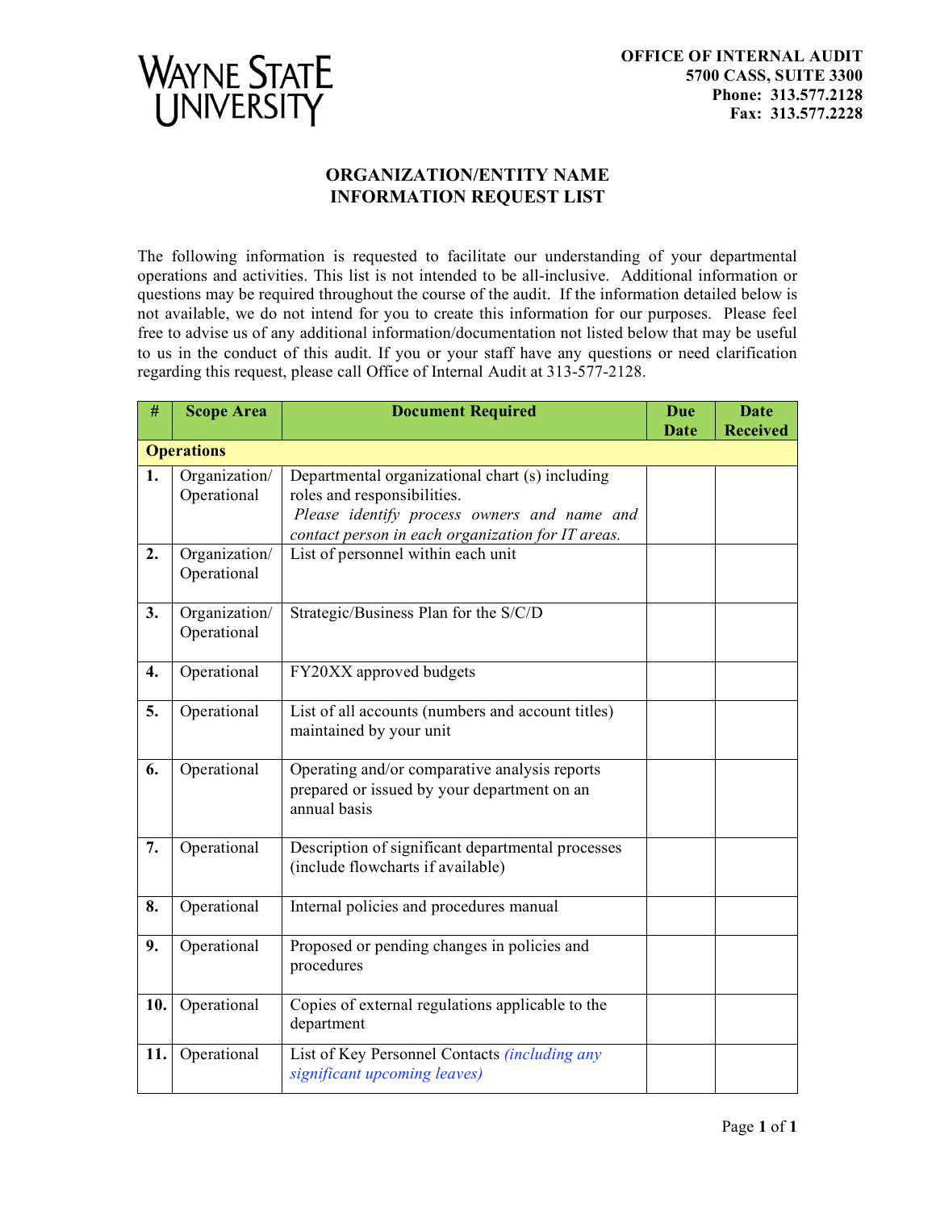**WAYNE STATE UNIVERSITY**

**OFFICE OF INTERNAL AUDIT**
**5700 CASS, SUITE 3300**
**Phone: 313.577.2128**
**Fax: 313.577.2228**

# ORGANIZATION/ENTITY NAME
# INFORMATION REQUEST LIST

The following information is requested to facilitate our understanding of your departmental operations and activities. This list is not intended to be all-inclusive. Additional information or questions may be required throughout the course of the audit. If the information detailed below is not available, we do not intend for you to create this information for our purposes. Please feel free to advise us of any additional information/documentation not listed below that may be useful to us in the conduct of this audit. If you or your staff have any questions or need clarification regarding this request, please call Office of Internal Audit at 313-577-2128.

| # | Scope Area | Document Required | Due Date | Date Received |
|---|---|---|---|---|
| **Operations** | | | | |
| **1.** | Organization/ Operational | Departmental organizational chart (s) including roles and responsibilities. *Please identify process owners and name and contact person in each organization for IT areas.* | | |
| **2.** | Organization/ Operational | List of personnel within each unit | | |
| **3.** | Organization/ Operational | Strategic/Business Plan for the S/C/D | | |
| **4.** | Operational | FY20XX approved budgets | | |
| **5.** | Operational | List of all accounts (numbers and account titles) maintained by your unit | | |
| **6.** | Operational | Operating and/or comparative analysis reports prepared or issued by your department on an annual basis | | |
| **7.** | Operational | Description of significant departmental processes (include flowcharts if available) | | |
| **8.** | Operational | Internal policies and procedures manual | | |
| **9.** | Operational | Proposed or pending changes in policies and procedures | | |
| **10.** | Operational | Copies of external regulations applicable to the department | | |
| **11.** | Operational | List of Key Personnel Contacts *(including any significant upcoming leaves)* | | |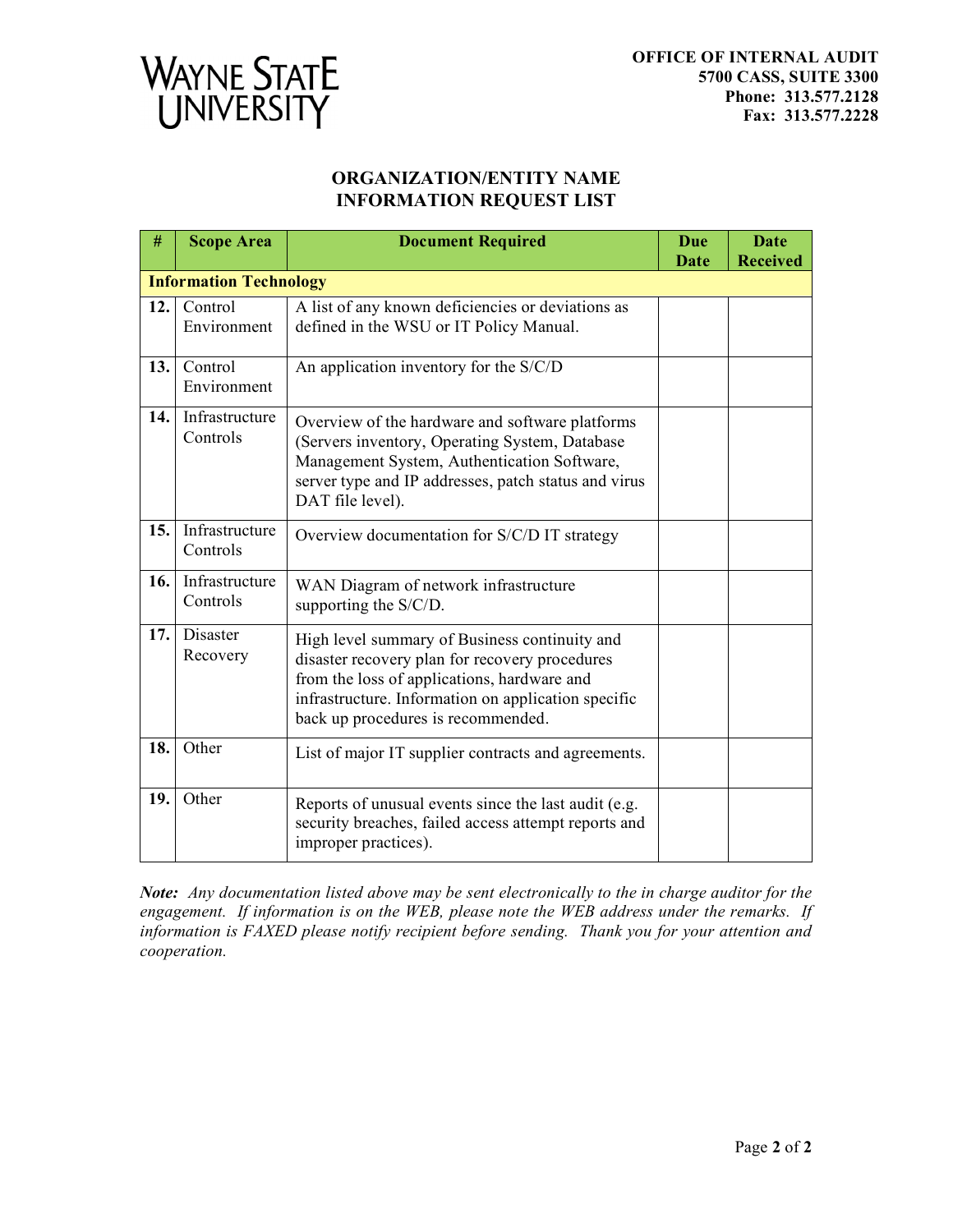WAYNE STATE UNIVERSITY

**OFFICE OF INTERNAL AUDIT**
**5700 CASS, SUITE 3300**
**Phone: 313.577.2128**
**Fax: 313.577.2228**

## ORGANIZATION/ENTITY NAME
## INFORMATION REQUEST LIST

| # | Scope Area | Document Required | Due Date | Date Received |
|---|---|---|---|---|
| **Information Technology** | | | | |
| **12.** | Control Environment | A list of any known deficiencies or deviations as defined in the WSU or IT Policy Manual. | | |
| **13.** | Control Environment | An application inventory for the S/C/D | | |
| **14.** | Infrastructure Controls | Overview of the hardware and software platforms (Servers inventory, Operating System, Database Management System, Authentication Software, server type and IP addresses, patch status and virus DAT file level). | | |
| **15.** | Infrastructure Controls | Overview documentation for S/C/D IT strategy | | |
| **16.** | Infrastructure Controls | WAN Diagram of network infrastructure supporting the S/C/D. | | |
| **17.** | Disaster Recovery | High level summary of Business continuity and disaster recovery plan for recovery procedures from the loss of applications, hardware and infrastructure. Information on application specific back up procedures is recommended. | | |
| **18.** | Other | List of major IT supplier contracts and agreements. | | |
| **19.** | Other | Reports of unusual events since the last audit (e.g. security breaches, failed access attempt reports and improper practices). | | |

***Note:*** *Any documentation listed above may be sent electronically to the in charge auditor for the engagement. If information is on the WEB, please note the WEB address under the remarks. If information is FAXED please notify recipient before sending. Thank you for your attention and cooperation.*